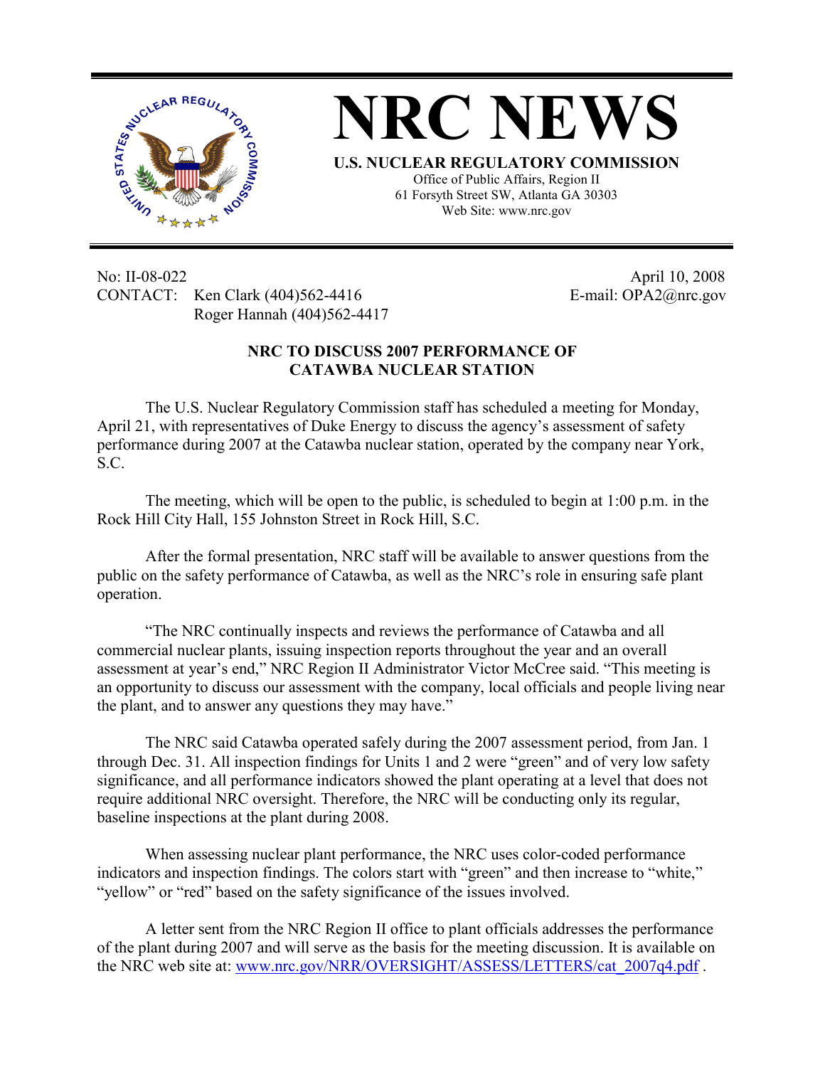# NRC NEWS

**U.S. NUCLEAR REGULATORY COMMISSION**
Office of Public Affairs, Region II
61 Forsyth Street SW, Atlanta GA 30303
Web Site: www.nrc.gov

No: II-08-022
CONTACT: Ken Clark (404)562-4416
Roger Hannah (404)562-4417

April 10, 2008
E-mail: OPA2@nrc.gov

## NRC TO DISCUSS 2007 PERFORMANCE OF CATAWBA NUCLEAR STATION

The U.S. Nuclear Regulatory Commission staff has scheduled a meeting for Monday, April 21, with representatives of Duke Energy to discuss the agency's assessment of safety performance during 2007 at the Catawba nuclear station, operated by the company near York, S.C.

The meeting, which will be open to the public, is scheduled to begin at 1:00 p.m. in the Rock Hill City Hall, 155 Johnston Street in Rock Hill, S.C.

After the formal presentation, NRC staff will be available to answer questions from the public on the safety performance of Catawba, as well as the NRC's role in ensuring safe plant operation.

"The NRC continually inspects and reviews the performance of Catawba and all commercial nuclear plants, issuing inspection reports throughout the year and an overall assessment at year's end," NRC Region II Administrator Victor McCree said. "This meeting is an opportunity to discuss our assessment with the company, local officials and people living near the plant, and to answer any questions they may have."

The NRC said Catawba operated safely during the 2007 assessment period, from Jan. 1 through Dec. 31. All inspection findings for Units 1 and 2 were "green" and of very low safety significance, and all performance indicators showed the plant operating at a level that does not require additional NRC oversight. Therefore, the NRC will be conducting only its regular, baseline inspections at the plant during 2008.

When assessing nuclear plant performance, the NRC uses color-coded performance indicators and inspection findings. The colors start with "green" and then increase to "white," "yellow" or "red" based on the safety significance of the issues involved.

A letter sent from the NRC Region II office to plant officials addresses the performance of the plant during 2007 and will serve as the basis for the meeting discussion. It is available on the NRC web site at: www.nrc.gov/NRR/OVERSIGHT/ASSESS/LETTERS/cat_2007q4.pdf .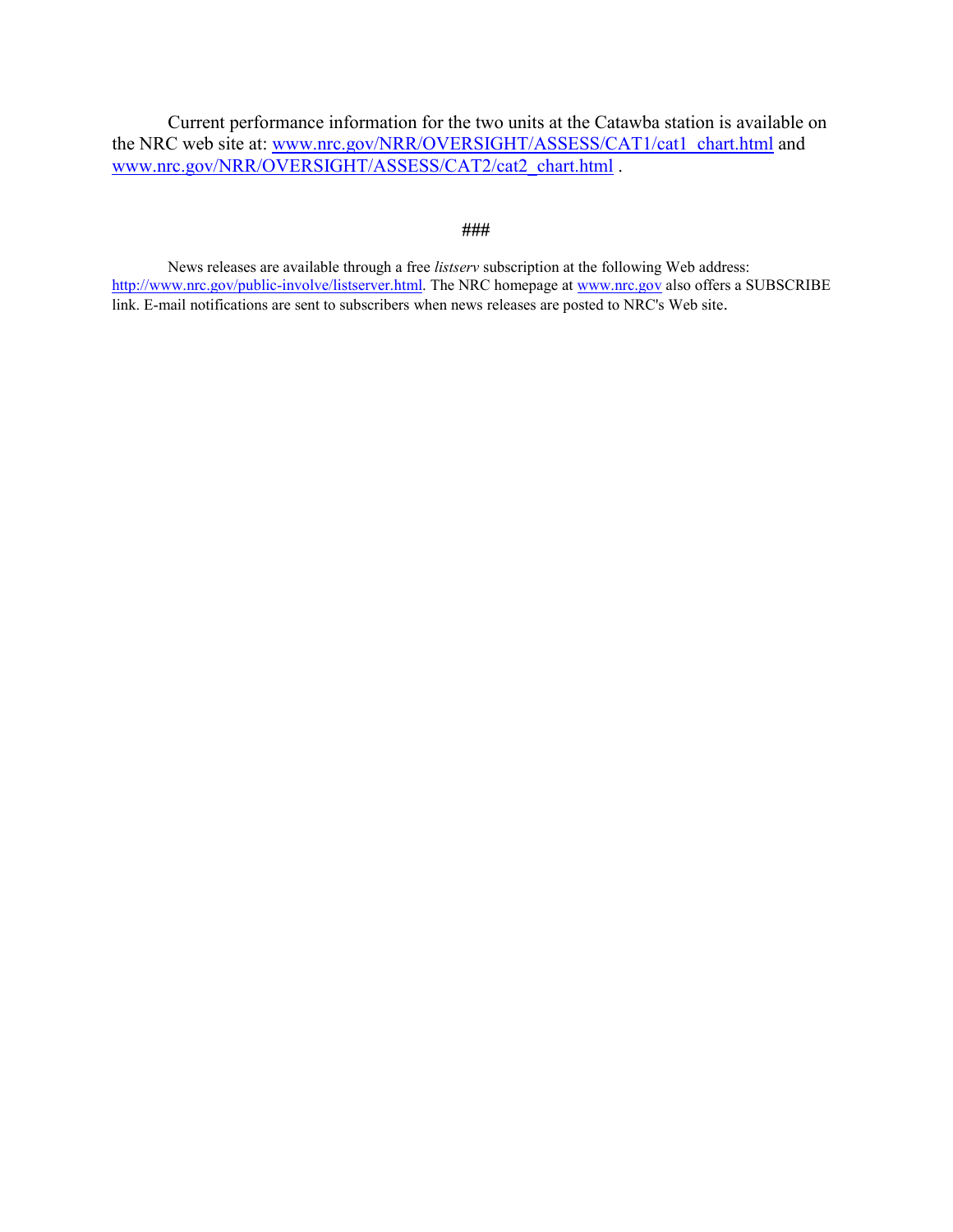Current performance information for the two units at the Catawba station is available on the NRC web site at: www.nrc.gov/NRR/OVERSIGHT/ASSESS/CAT1/cat1_chart.html and www.nrc.gov/NRR/OVERSIGHT/ASSESS/CAT2/cat2_chart.html .

###

News releases are available through a free *listserv* subscription at the following Web address: http://www.nrc.gov/public-involve/listserver.html. The NRC homepage at www.nrc.gov also offers a SUBSCRIBE link. E-mail notifications are sent to subscribers when news releases are posted to NRC's Web site.